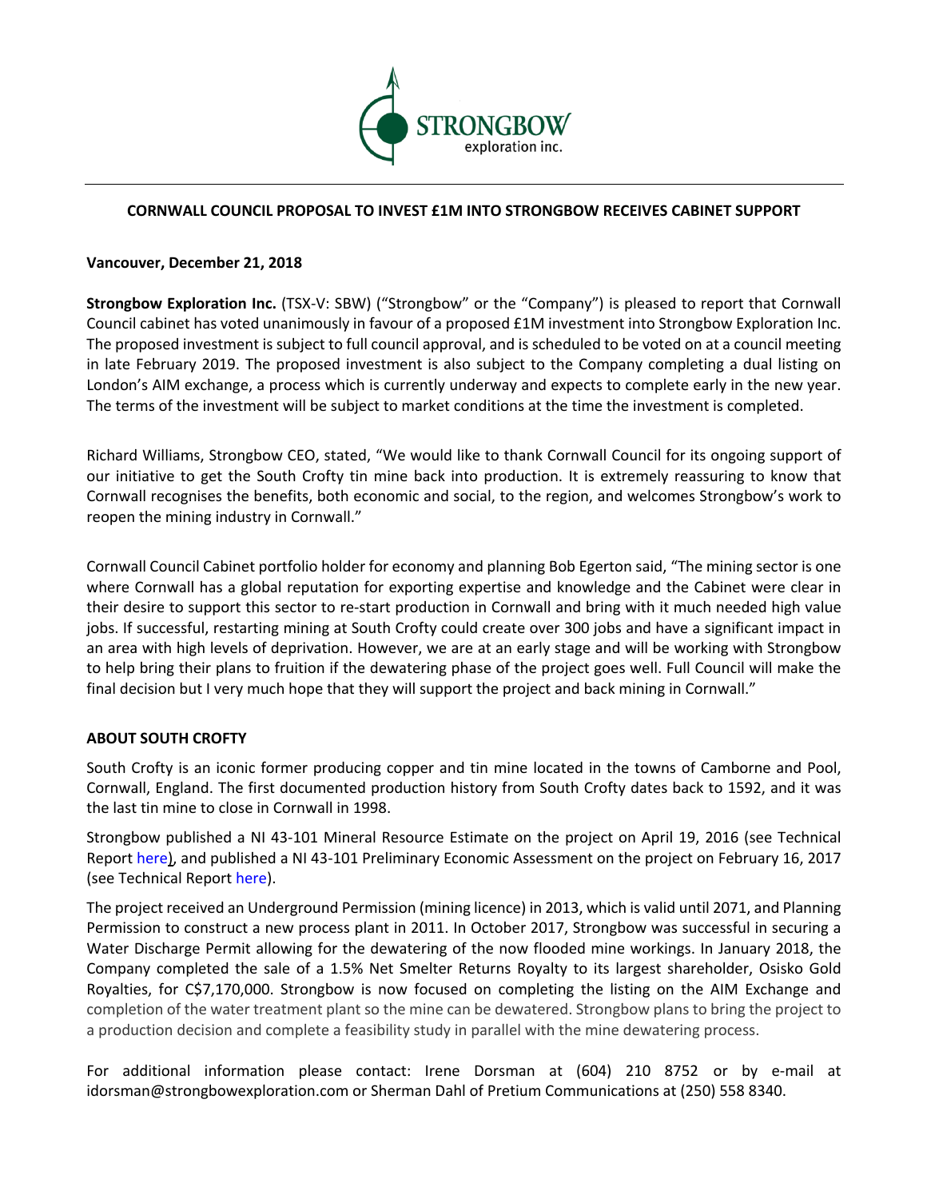# CORNWALL COUNCIL PROPOSAL TO INVEST £1M INTO STRONGBOW RECEIVES CABINET SUPPORT

**Vancouver, December 21, 2018**

**Strongbow Exploration Inc.** (TSX-V: SBW) ("Strongbow" or the "Company") is pleased to report that Cornwall Council cabinet has voted unanimously in favour of a proposed £1M investment into Strongbow Exploration Inc. The proposed investment is subject to full council approval, and is scheduled to be voted on at a council meeting in late February 2019. The proposed investment is also subject to the Company completing a dual listing on London's AIM exchange, a process which is currently underway and expects to complete early in the new year. The terms of the investment will be subject to market conditions at the time the investment is completed.

Richard Williams, Strongbow CEO, stated, "We would like to thank Cornwall Council for its ongoing support of our initiative to get the South Crofty tin mine back into production. It is extremely reassuring to know that Cornwall recognises the benefits, both economic and social, to the region, and welcomes Strongbow's work to reopen the mining industry in Cornwall."

Cornwall Council Cabinet portfolio holder for economy and planning Bob Egerton said, "The mining sector is one where Cornwall has a global reputation for exporting expertise and knowledge and the Cabinet were clear in their desire to support this sector to re-start production in Cornwall and bring with it much needed high value jobs. If successful, restarting mining at South Crofty could create over 300 jobs and have a significant impact in an area with high levels of deprivation. However, we are at an early stage and will be working with Strongbow to help bring their plans to fruition if the dewatering phase of the project goes well. Full Council will make the final decision but I very much hope that they will support the project and back mining in Cornwall."

## ABOUT SOUTH CROFTY

South Crofty is an iconic former producing copper and tin mine located in the towns of Camborne and Pool, Cornwall, England. The first documented production history from South Crofty dates back to 1592, and it was the last tin mine to close in Cornwall in 1998.

Strongbow published a NI 43-101 Mineral Resource Estimate on the project on April 19, 2016 (see Technical Report here), and published a NI 43-101 Preliminary Economic Assessment on the project on February 16, 2017 (see Technical Report here).

The project received an Underground Permission (mining licence) in 2013, which is valid until 2071, and Planning Permission to construct a new process plant in 2011. In October 2017, Strongbow was successful in securing a Water Discharge Permit allowing for the dewatering of the now flooded mine workings. In January 2018, the Company completed the sale of a 1.5% Net Smelter Returns Royalty to its largest shareholder, Osisko Gold Royalties, for C$7,170,000. Strongbow is now focused on completing the listing on the AIM Exchange and completion of the water treatment plant so the mine can be dewatered. Strongbow plans to bring the project to a production decision and complete a feasibility study in parallel with the mine dewatering process.

For additional information please contact: Irene Dorsman at (604) 210 8752 or by e-mail at idorsman@strongbowexploration.com or Sherman Dahl of Pretium Communications at (250) 558 8340.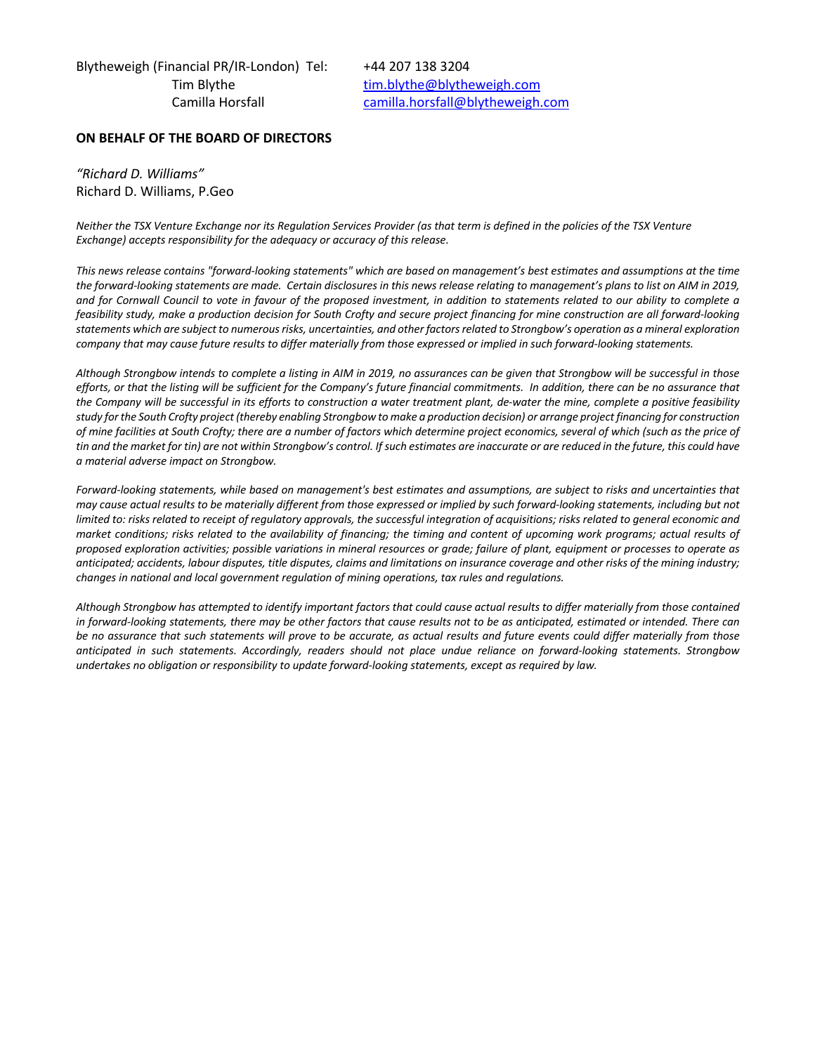Blytheweigh (Financial PR/IR-London) Tel: +44 207 138 3204
Tim Blythe tim.blythe@blytheweigh.com
Camilla Horsfall camilla.horsfall@blytheweigh.com

**ON BEHALF OF THE BOARD OF DIRECTORS**

*"Richard D. Williams"*
Richard D. Williams, P.Geo

*Neither the TSX Venture Exchange nor its Regulation Services Provider (as that term is defined in the policies of the TSX Venture Exchange) accepts responsibility for the adequacy or accuracy of this release.*

*This news release contains "forward-looking statements" which are based on management's best estimates and assumptions at the time the forward-looking statements are made. Certain disclosures in this news release relating to management's plans to list on AIM in 2019, and for Cornwall Council to vote in favour of the proposed investment, in addition to statements related to our ability to complete a feasibility study, make a production decision for South Crofty and secure project financing for mine construction are all forward-looking statements which are subject to numerous risks, uncertainties, and other factors related to Strongbow's operation as a mineral exploration company that may cause future results to differ materially from those expressed or implied in such forward-looking statements.*

*Although Strongbow intends to complete a listing in AIM in 2019, no assurances can be given that Strongbow will be successful in those efforts, or that the listing will be sufficient for the Company's future financial commitments. In addition, there can be no assurance that the Company will be successful in its efforts to construction a water treatment plant, de-water the mine, complete a positive feasibility study for the South Crofty project (thereby enabling Strongbow to make a production decision) or arrange project financing for construction of mine facilities at South Crofty; there are a number of factors which determine project economics, several of which (such as the price of tin and the market for tin) are not within Strongbow's control. If such estimates are inaccurate or are reduced in the future, this could have a material adverse impact on Strongbow.*

*Forward-looking statements, while based on management's best estimates and assumptions, are subject to risks and uncertainties that may cause actual results to be materially different from those expressed or implied by such forward-looking statements, including but not limited to: risks related to receipt of regulatory approvals, the successful integration of acquisitions; risks related to general economic and market conditions; risks related to the availability of financing; the timing and content of upcoming work programs; actual results of proposed exploration activities; possible variations in mineral resources or grade; failure of plant, equipment or processes to operate as anticipated; accidents, labour disputes, title disputes, claims and limitations on insurance coverage and other risks of the mining industry; changes in national and local government regulation of mining operations, tax rules and regulations.*

*Although Strongbow has attempted to identify important factors that could cause actual results to differ materially from those contained in forward-looking statements, there may be other factors that cause results not to be as anticipated, estimated or intended. There can be no assurance that such statements will prove to be accurate, as actual results and future events could differ materially from those anticipated in such statements. Accordingly, readers should not place undue reliance on forward-looking statements. Strongbow undertakes no obligation or responsibility to update forward-looking statements, except as required by law.*